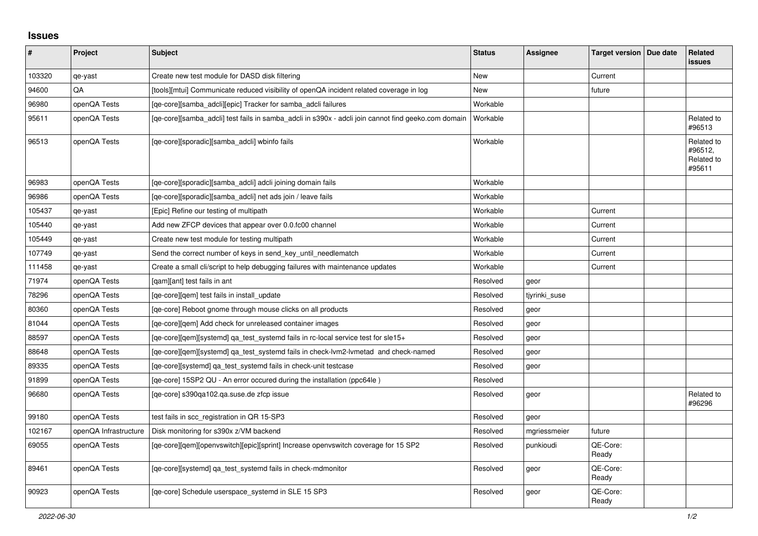# Issues

| # | Project | Subject | Status | Assignee | Target version | Due date | Related issues |
|---|---|---|---|---|---|---|---|
| 103320 | qe-yast | Create new test module for DASD disk filtering | New | | Current | | |
| 94600 | QA | [tools][mtui] Communicate reduced visibility of openQA incident related coverage in log | New | | future | | |
| 96980 | openQA Tests | [qe-core][samba_adcli][epic] Tracker for samba_adcli failures | Workable | | | | |
| 95611 | openQA Tests | [qe-core][samba_adcli] test fails in samba_adcli in s390x - adcli join cannot find geeko.com domain | Workable | | | | Related to #96513 |
| 96513 | openQA Tests | [qe-core][sporadic][samba_adcli] wbinfo fails | Workable | | | | Related to #96512, Related to #95611 |
| 96983 | openQA Tests | [qe-core][sporadic][samba_adcli] adcli joining domain fails | Workable | | | | |
| 96986 | openQA Tests | [qe-core][sporadic][samba_adcli] net ads join / leave fails | Workable | | | | |
| 105437 | qe-yast | [Epic] Refine our testing of multipath | Workable | | Current | | |
| 105440 | qe-yast | Add new ZFCP devices that appear over 0.0.fc00 channel | Workable | | Current | | |
| 105449 | qe-yast | Create new test module for testing multipath | Workable | | Current | | |
| 107749 | qe-yast | Send the correct number of keys in send_key_until_needlematch | Workable | | Current | | |
| 111458 | qe-yast | Create a small cli/script to help debugging failures with maintenance updates | Workable | | Current | | |
| 71974 | openQA Tests | [qam][ant] test fails in ant | Resolved | geor | | | |
| 78296 | openQA Tests | [qe-core][qem] test fails in install_update | Resolved | tjyrinki_suse | | | |
| 80360 | openQA Tests | [qe-core] Reboot gnome through mouse clicks on all products | Resolved | geor | | | |
| 81044 | openQA Tests | [qe-core][qem] Add check for unreleased container images | Resolved | geor | | | |
| 88597 | openQA Tests | [qe-core][qem][systemd] qa_test_systemd fails in rc-local service test for sle15+ | Resolved | geor | | | |
| 88648 | openQA Tests | [qe-core][qem][systemd] qa_test_systemd fails in check-lvm2-lvmetad and check-named | Resolved | geor | | | |
| 89335 | openQA Tests | [qe-core][systemd] qa_test_systemd fails in check-unit testcase | Resolved | geor | | | |
| 91899 | openQA Tests | [qe-core] 15SP2 QU - An error occured during the installation (ppc64le ) | Resolved | | | | |
| 96680 | openQA Tests | [qe-core] s390qa102.qa.suse.de zfcp issue | Resolved | geor | | | Related to #96296 |
| 99180 | openQA Tests | test fails in scc_registration in QR 15-SP3 | Resolved | geor | | | |
| 102167 | openQA Infrastructure | Disk monitoring for s390x z/VM backend | Resolved | mgriessmeier | future | | |
| 69055 | openQA Tests | [qe-core][qem][openvswitch][epic][sprint] Increase openvswitch coverage for 15 SP2 | Resolved | punkioudi | QE-Core: Ready | | |
| 89461 | openQA Tests | [qe-core][systemd] qa_test_systemd fails in check-mdmonitor | Resolved | geor | QE-Core: Ready | | |
| 90923 | openQA Tests | [qe-core] Schedule userspace_systemd in SLE 15 SP3 | Resolved | geor | QE-Core: Ready | | |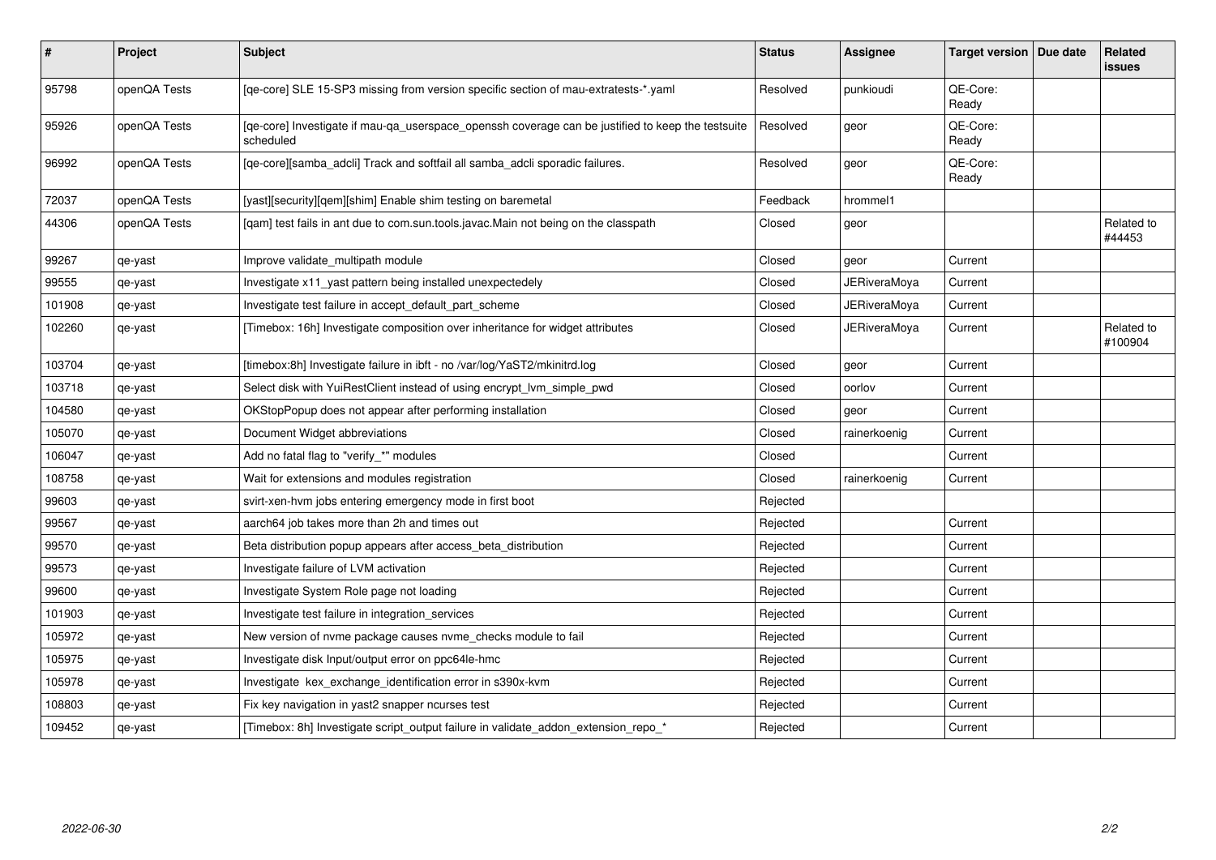| # | Project | Subject | Status | Assignee | Target version | Due date | Related issues |
|---|---|---|---|---|---|---|---|
| 95798 | openQA Tests | [qe-core] SLE 15-SP3 missing from version specific section of mau-extratests-*.yaml | Resolved | punkioudi | QE-Core: Ready | | |
| 95926 | openQA Tests | [qe-core] Investigate if mau-qa_userspace_openssh coverage can be justified to keep the testsuite scheduled | Resolved | geor | QE-Core: Ready | | |
| 96992 | openQA Tests | [qe-core][samba_adcli] Track and softfail all samba_adcli sporadic failures. | Resolved | geor | QE-Core: Ready | | |
| 72037 | openQA Tests | [yast][security][qem][shim] Enable shim testing on baremetal | Feedback | hrommel1 | | | |
| 44306 | openQA Tests | [qam] test fails in ant due to com.sun.tools.javac.Main not being on the classpath | Closed | geor | | | Related to #44453 |
| 99267 | qe-yast | Improve validate_multipath module | Closed | geor | Current | | |
| 99555 | qe-yast | Investigate x11_yast pattern being installed unexpectedely | Closed | JERiveraMoya | Current | | |
| 101908 | qe-yast | Investigate test failure in accept_default_part_scheme | Closed | JERiveraMoya | Current | | |
| 102260 | qe-yast | [Timebox: 16h] Investigate composition over inheritance for widget attributes | Closed | JERiveraMoya | Current | | Related to #100904 |
| 103704 | qe-yast | [timebox:8h] Investigate failure in ibft - no /var/log/YaST2/mkinitrd.log | Closed | geor | Current | | |
| 103718 | qe-yast | Select disk with YuiRestClient instead of using encrypt_lvm_simple_pwd | Closed | oorlov | Current | | |
| 104580 | qe-yast | OKStopPopup does not appear after performing installation | Closed | geor | Current | | |
| 105070 | qe-yast | Document Widget abbreviations | Closed | rainerkoenig | Current | | |
| 106047 | qe-yast | Add no fatal flag to "verify_*" modules | Closed | | Current | | |
| 108758 | qe-yast | Wait for extensions and modules registration | Closed | rainerkoenig | Current | | |
| 99603 | qe-yast | svirt-xen-hvm jobs entering emergency mode in first boot | Rejected | | | | |
| 99567 | qe-yast | aarch64 job takes more than 2h and times out | Rejected | | Current | | |
| 99570 | qe-yast | Beta distribution popup appears after access_beta_distribution | Rejected | | Current | | |
| 99573 | qe-yast | Investigate failure of LVM activation | Rejected | | Current | | |
| 99600 | qe-yast | Investigate System Role page not loading | Rejected | | Current | | |
| 101903 | qe-yast | Investigate test failure in integration_services | Rejected | | Current | | |
| 105972 | qe-yast | New version of nvme package causes nvme_checks module to fail | Rejected | | Current | | |
| 105975 | qe-yast | Investigate disk Input/output error on ppc64le-hmc | Rejected | | Current | | |
| 105978 | qe-yast | Investigate kex_exchange_identification error in s390x-kvm | Rejected | | Current | | |
| 108803 | qe-yast | Fix key navigation in yast2 snapper ncurses test | Rejected | | Current | | |
| 109452 | qe-yast | [Timebox: 8h] Investigate script_output failure in validate_addon_extension_repo_* | Rejected | | Current | | |